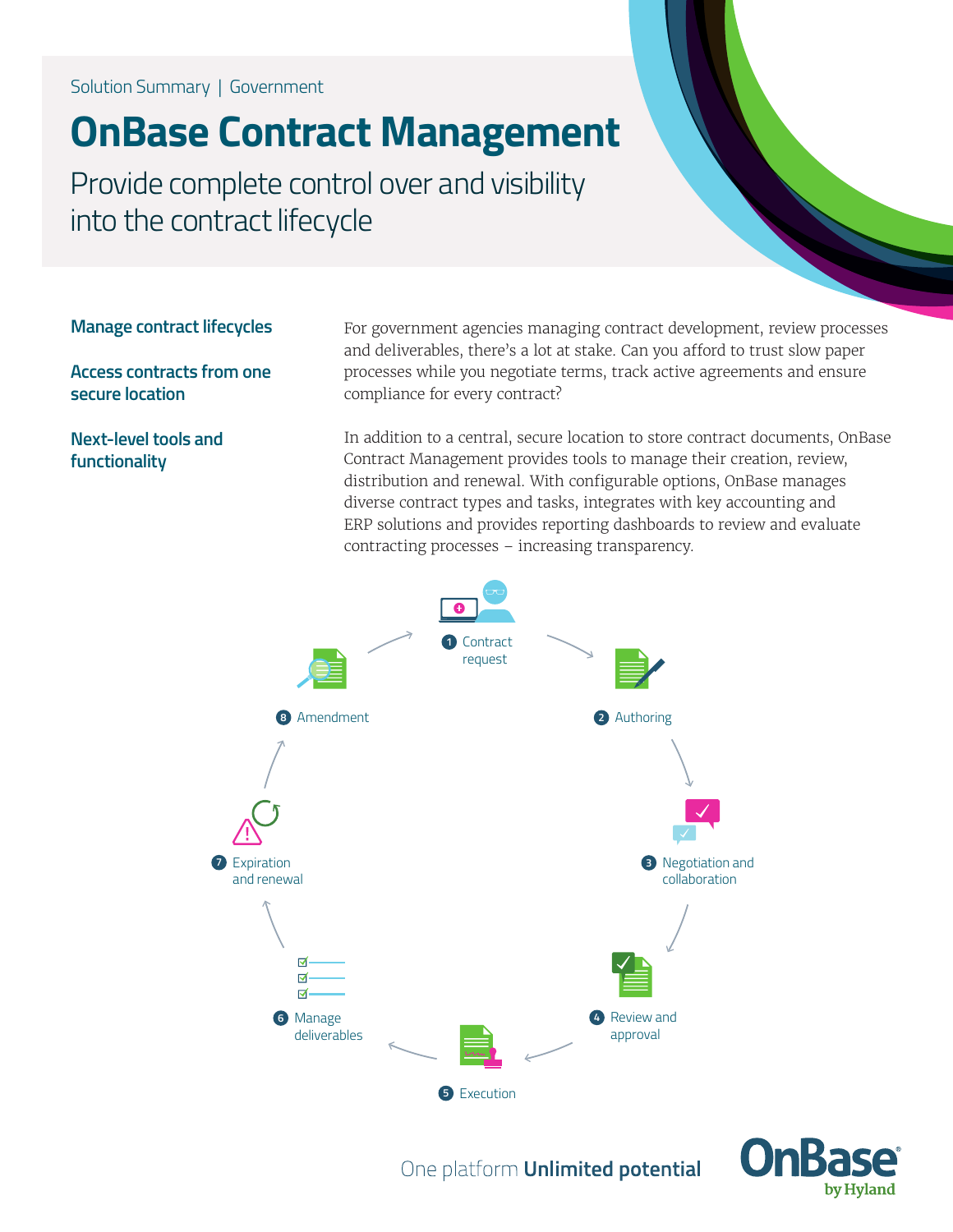Solution Summary | Government

# OnBase Contract Management

## Provide complete control over and visibility into the contract lifecycle

**Manage contract lifecycles**

**Access contracts from one secure location**

**Next-level tools and functionality**

For government agencies managing contract development, review processes and deliverables, there's a lot at stake. Can you afford to trust slow paper processes while you negotiate terms, track active agreements and ensure compliance for every contract?

In addition to a central, secure location to store contract documents, OnBase Contract Management provides tools to manage their creation, review, distribution and renewal. With configurable options, OnBase manages diverse contract types and tasks, integrates with key accounting and ERP solutions and provides reporting dashboards to review and evaluate contracting processes – increasing transparency.

1. Contract request
2. Authoring
3. Negotiation and collaboration
4. Review and approval
5. Execution
6. Manage deliverables
7. Expiration and renewal
8. Amendment

One platform **Unlimited potential**

OnBase by Hyland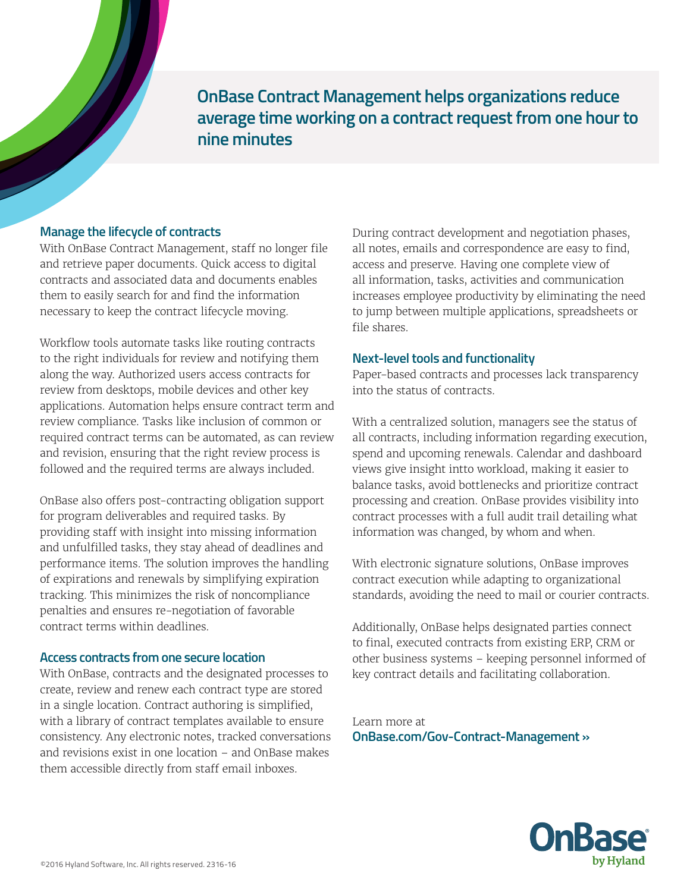## OnBase Contract Management helps organizations reduce average time working on a contract request from one hour to nine minutes

### Manage the lifecycle of contracts

With OnBase Contract Management, staff no longer file and retrieve paper documents. Quick access to digital contracts and associated data and documents enables them to easily search for and find the information necessary to keep the contract lifecycle moving.

Workflow tools automate tasks like routing contracts to the right individuals for review and notifying them along the way. Authorized users access contracts for review from desktops, mobile devices and other key applications. Automation helps ensure contract term and review compliance. Tasks like inclusion of common or required contract terms can be automated, as can review and revision, ensuring that the right review process is followed and the required terms are always included.

OnBase also offers post-contracting obligation support for program deliverables and required tasks. By providing staff with insight into missing information and unfulfilled tasks, they stay ahead of deadlines and performance items. The solution improves the handling of expirations and renewals by simplifying expiration tracking. This minimizes the risk of noncompliance penalties and ensures re-negotiation of favorable contract terms within deadlines.

### Access contracts from one secure location

With OnBase, contracts and the designated processes to create, review and renew each contract type are stored in a single location. Contract authoring is simplified, with a library of contract templates available to ensure consistency. Any electronic notes, tracked conversations and revisions exist in one location – and OnBase makes them accessible directly from staff email inboxes.

During contract development and negotiation phases, all notes, emails and correspondence are easy to find, access and preserve. Having one complete view of all information, tasks, activities and communication increases employee productivity by eliminating the need to jump between multiple applications, spreadsheets or file shares.

### Next-level tools and functionality

Paper-based contracts and processes lack transparency into the status of contracts.

With a centralized solution, managers see the status of all contracts, including information regarding execution, spend and upcoming renewals. Calendar and dashboard views give insight intto workload, making it easier to balance tasks, avoid bottlenecks and prioritize contract processing and creation. OnBase provides visibility into contract processes with a full audit trail detailing what information was changed, by whom and when.

With electronic signature solutions, OnBase improves contract execution while adapting to organizational standards, avoiding the need to mail or courier contracts.

Additionally, OnBase helps designated parties connect to final, executed contracts from existing ERP, CRM or other business systems – keeping personnel informed of key contract details and facilitating collaboration.

Learn more at
**OnBase.com/Gov-Contract-Management »**

©2016 Hyland Software, Inc. All rights reserved. 2316-16